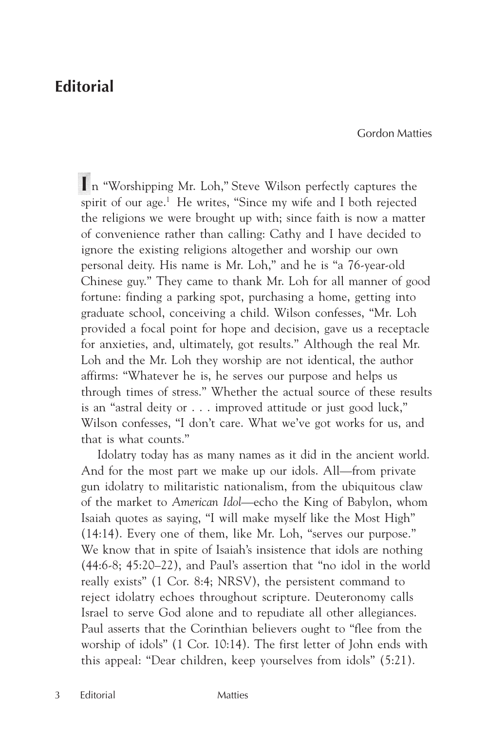# Editorial

Gordon Matties

In "Worshipping Mr. Loh," Steve Wilson perfectly captures the spirit of our age.[1] He writes, "Since my wife and I both rejected the religions we were brought up with; since faith is now a matter of convenience rather than calling: Cathy and I have decided to ignore the existing religions altogether and worship our own personal deity. His name is Mr. Loh," and he is "a 76-year-old Chinese guy." They came to thank Mr. Loh for all manner of good fortune: finding a parking spot, purchasing a home, getting into graduate school, conceiving a child. Wilson confesses, "Mr. Loh provided a focal point for hope and decision, gave us a receptacle for anxieties, and, ultimately, got results." Although the real Mr. Loh and the Mr. Loh they worship are not identical, the author affirms: "Whatever he is, he serves our purpose and helps us through times of stress." Whether the actual source of these results is an "astral deity or . . . improved attitude or just good luck," Wilson confesses, "I don't care. What we've got works for us, and that is what counts."

Idolatry today has as many names as it did in the ancient world. And for the most part we make up our idols. All—from private gun idolatry to militaristic nationalism, from the ubiquitous claw of the market to *American Idol*—echo the King of Babylon, whom Isaiah quotes as saying, "I will make myself like the Most High" (14:14). Every one of them, like Mr. Loh, "serves our purpose." We know that in spite of Isaiah's insistence that idols are nothing (44:6-8; 45:20–22), and Paul's assertion that "no idol in the world really exists" (1 Cor. 8:4; NRSV), the persistent command to reject idolatry echoes throughout scripture. Deuteronomy calls Israel to serve God alone and to repudiate all other allegiances. Paul asserts that the Corinthian believers ought to "flee from the worship of idols" (1 Cor. 10:14). The first letter of John ends with this appeal: "Dear children, keep yourselves from idols" (5:21).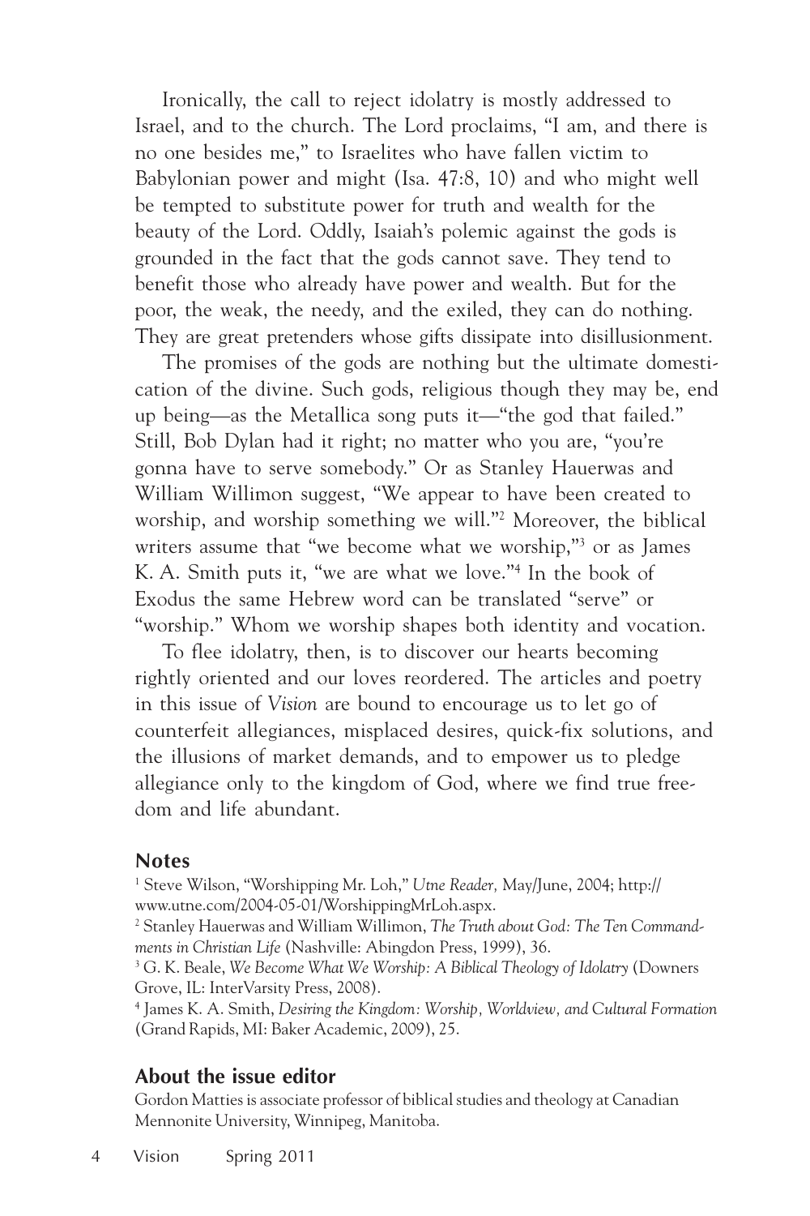Ironically, the call to reject idolatry is mostly addressed to Israel, and to the church. The Lord proclaims, "I am, and there is no one besides me," to Israelites who have fallen victim to Babylonian power and might (Isa. 47:8, 10) and who might well be tempted to substitute power for truth and wealth for the beauty of the Lord. Oddly, Isaiah's polemic against the gods is grounded in the fact that the gods cannot save. They tend to benefit those who already have power and wealth. But for the poor, the weak, the needy, and the exiled, they can do nothing. They are great pretenders whose gifts dissipate into disillusionment.

The promises of the gods are nothing but the ultimate domestication of the divine. Such gods, religious though they may be, end up being—as the Metallica song puts it—"the god that failed." Still, Bob Dylan had it right; no matter who you are, "you're gonna have to serve somebody." Or as Stanley Hauerwas and William Willimon suggest, "We appear to have been created to worship, and worship something we will."[2] Moreover, the biblical writers assume that "we become what we worship,"[3] or as James K. A. Smith puts it, "we are what we love."[4] In the book of Exodus the same Hebrew word can be translated "serve" or "worship." Whom we worship shapes both identity and vocation.

To flee idolatry, then, is to discover our hearts becoming rightly oriented and our loves reordered. The articles and poetry in this issue of *Vision* are bound to encourage us to let go of counterfeit allegiances, misplaced desires, quick-fix solutions, and the illusions of market demands, and to empower us to pledge allegiance only to the kingdom of God, where we find true freedom and life abundant.

## Notes

[1] Steve Wilson, "Worshipping Mr. Loh," *Utne Reader,* May/June, 2004; http://www.utne.com/2004-05-01/WorshippingMrLoh.aspx.

[2] Stanley Hauerwas and William Willimon, *The Truth about God: The Ten Commandments in Christian Life* (Nashville: Abingdon Press, 1999), 36.

[3] G. K. Beale, *We Become What We Worship: A Biblical Theology of Idolatry* (Downers Grove, IL: InterVarsity Press, 2008).

[4] James K. A. Smith, *Desiring the Kingdom: Worship, Worldview, and Cultural Formation* (Grand Rapids, MI: Baker Academic, 2009), 25.

## About the issue editor

Gordon Matties is associate professor of biblical studies and theology at Canadian Mennonite University, Winnipeg, Manitoba.